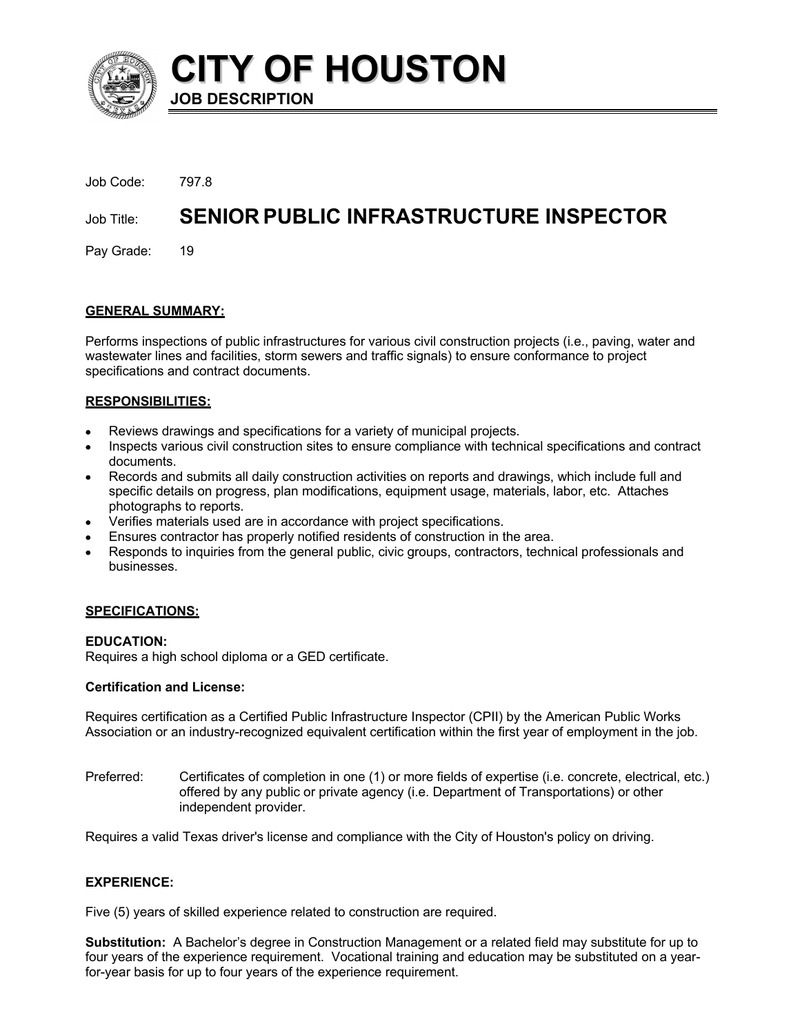# CITY OF HOUSTON

**JOB DESCRIPTION**

Job Code: 797.8

Job Title: **SENIOR PUBLIC INFRASTRUCTURE INSPECTOR**

Pay Grade: 19

## GENERAL SUMMARY:

Performs inspections of public infrastructures for various civil construction projects (i.e., paving, water and wastewater lines and facilities, storm sewers and traffic signals) to ensure conformance to project specifications and contract documents.

## RESPONSIBILITIES:

- Reviews drawings and specifications for a variety of municipal projects.
- Inspects various civil construction sites to ensure compliance with technical specifications and contract documents.
- Records and submits all daily construction activities on reports and drawings, which include full and specific details on progress, plan modifications, equipment usage, materials, labor, etc. Attaches photographs to reports.
- Verifies materials used are in accordance with project specifications.
- Ensures contractor has properly notified residents of construction in the area.
- Responds to inquiries from the general public, civic groups, contractors, technical professionals and businesses.

## SPECIFICATIONS:

### EDUCATION:

Requires a high school diploma or a GED certificate.

### Certification and License:

Requires certification as a Certified Public Infrastructure Inspector (CPII) by the American Public Works Association or an industry-recognized equivalent certification within the first year of employment in the job.

Preferred: Certificates of completion in one (1) or more fields of expertise (i.e. concrete, electrical, etc.) offered by any public or private agency (i.e. Department of Transportations) or other independent provider.

Requires a valid Texas driver's license and compliance with the City of Houston's policy on driving.

### EXPERIENCE:

Five (5) years of skilled experience related to construction are required.

**Substitution:** A Bachelor's degree in Construction Management or a related field may substitute for up to four years of the experience requirement. Vocational training and education may be substituted on a year-for-year basis for up to four years of the experience requirement.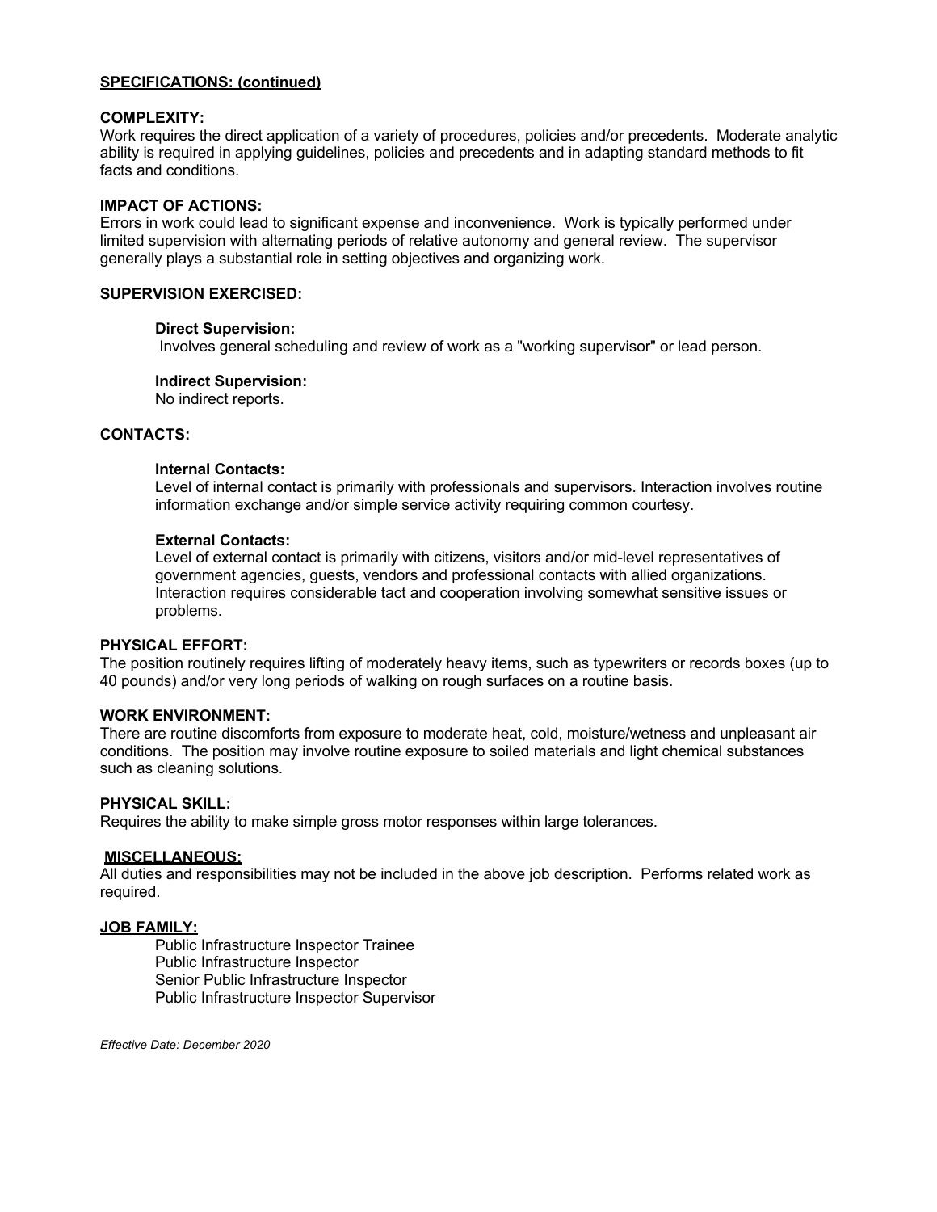**SPECIFICATIONS: (continued)**

**COMPLEXITY:**
Work requires the direct application of a variety of procedures, policies and/or precedents. Moderate analytic ability is required in applying guidelines, policies and precedents and in adapting standard methods to fit facts and conditions.

**IMPACT OF ACTIONS:**
Errors in work could lead to significant expense and inconvenience. Work is typically performed under limited supervision with alternating periods of relative autonomy and general review. The supervisor generally plays a substantial role in setting objectives and organizing work.

**SUPERVISION EXERCISED:**

**Direct Supervision:**
Involves general scheduling and review of work as a "working supervisor" or lead person.

**Indirect Supervision:**
No indirect reports.

**CONTACTS:**

**Internal Contacts:**
Level of internal contact is primarily with professionals and supervisors. Interaction involves routine information exchange and/or simple service activity requiring common courtesy.

**External Contacts:**
Level of external contact is primarily with citizens, visitors and/or mid-level representatives of government agencies, guests, vendors and professional contacts with allied organizations. Interaction requires considerable tact and cooperation involving somewhat sensitive issues or problems.

**PHYSICAL EFFORT:**
The position routinely requires lifting of moderately heavy items, such as typewriters or records boxes (up to 40 pounds) and/or very long periods of walking on rough surfaces on a routine basis.

**WORK ENVIRONMENT:**
There are routine discomforts from exposure to moderate heat, cold, moisture/wetness and unpleasant air conditions. The position may involve routine exposure to soiled materials and light chemical substances such as cleaning solutions.

**PHYSICAL SKILL:**
Requires the ability to make simple gross motor responses within large tolerances.

**MISCELLANEOUS:**
All duties and responsibilities may not be included in the above job description. Performs related work as required.

**JOB FAMILY:**

Public Infrastructure Inspector Trainee
Public Infrastructure Inspector
Senior Public Infrastructure Inspector
Public Infrastructure Inspector Supervisor

*Effective Date: December 2020*